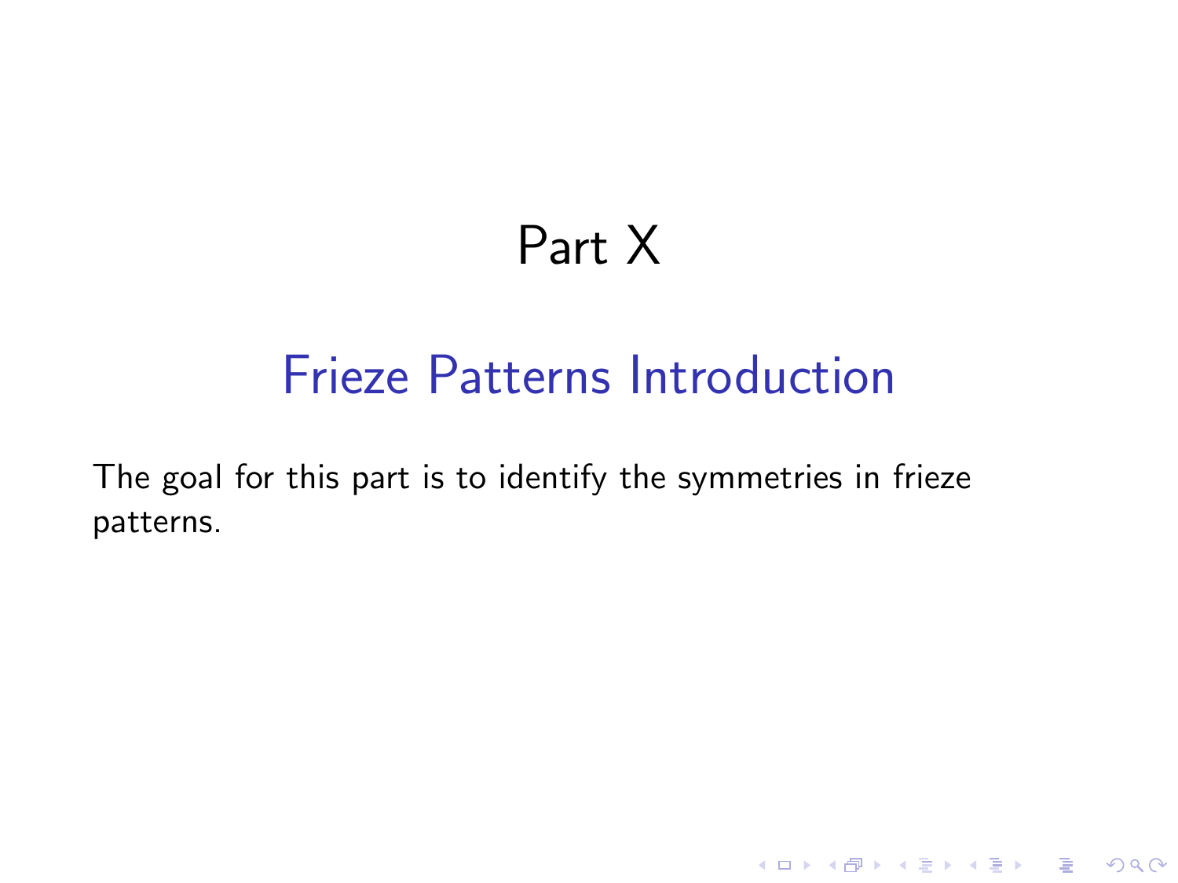# Part X

## Frieze Patterns Introduction

The goal for this part is to identify the symmetries in frieze patterns.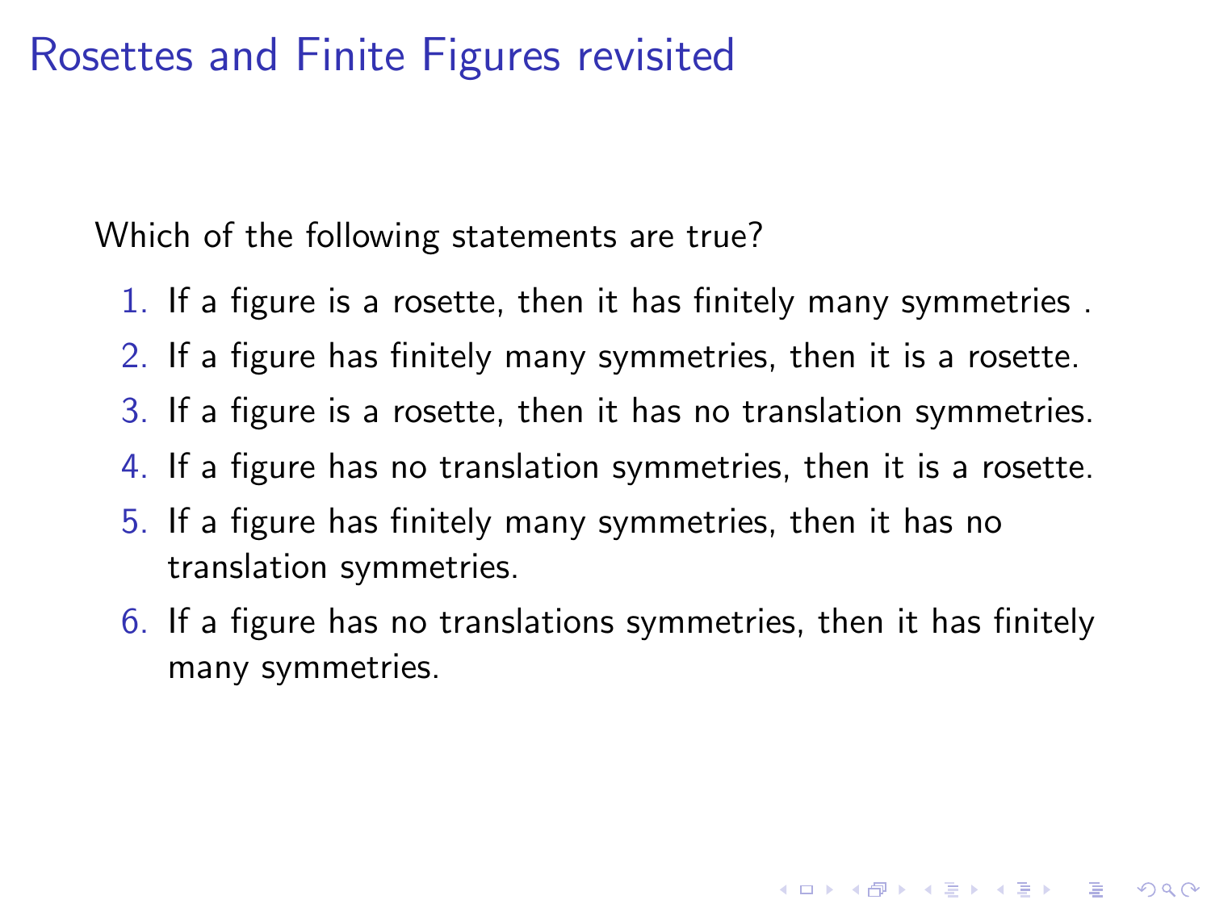# Rosettes and Finite Figures revisited

Which of the following statements are true?

1. If a figure is a rosette, then it has finitely many symmetries .
2. If a figure has finitely many symmetries, then it is a rosette.
3. If a figure is a rosette, then it has no translation symmetries.
4. If a figure has no translation symmetries, then it is a rosette.
5. If a figure has finitely many symmetries, then it has no translation symmetries.
6. If a figure has no translations symmetries, then it has finitely many symmetries.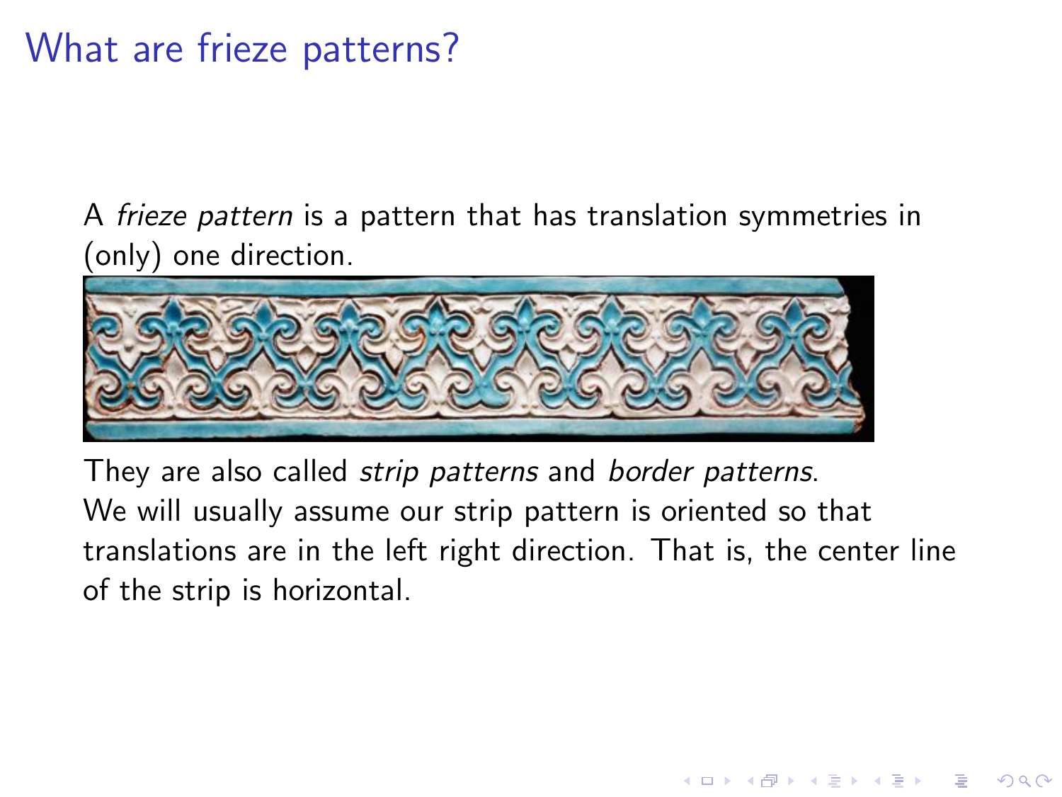# What are frieze patterns?

A *frieze pattern* is a pattern that has translation symmetries in (only) one direction.

They are also called *strip patterns* and *border patterns*.
We will usually assume our strip pattern is oriented so that translations are in the left right direction. That is, the center line of the strip is horizontal.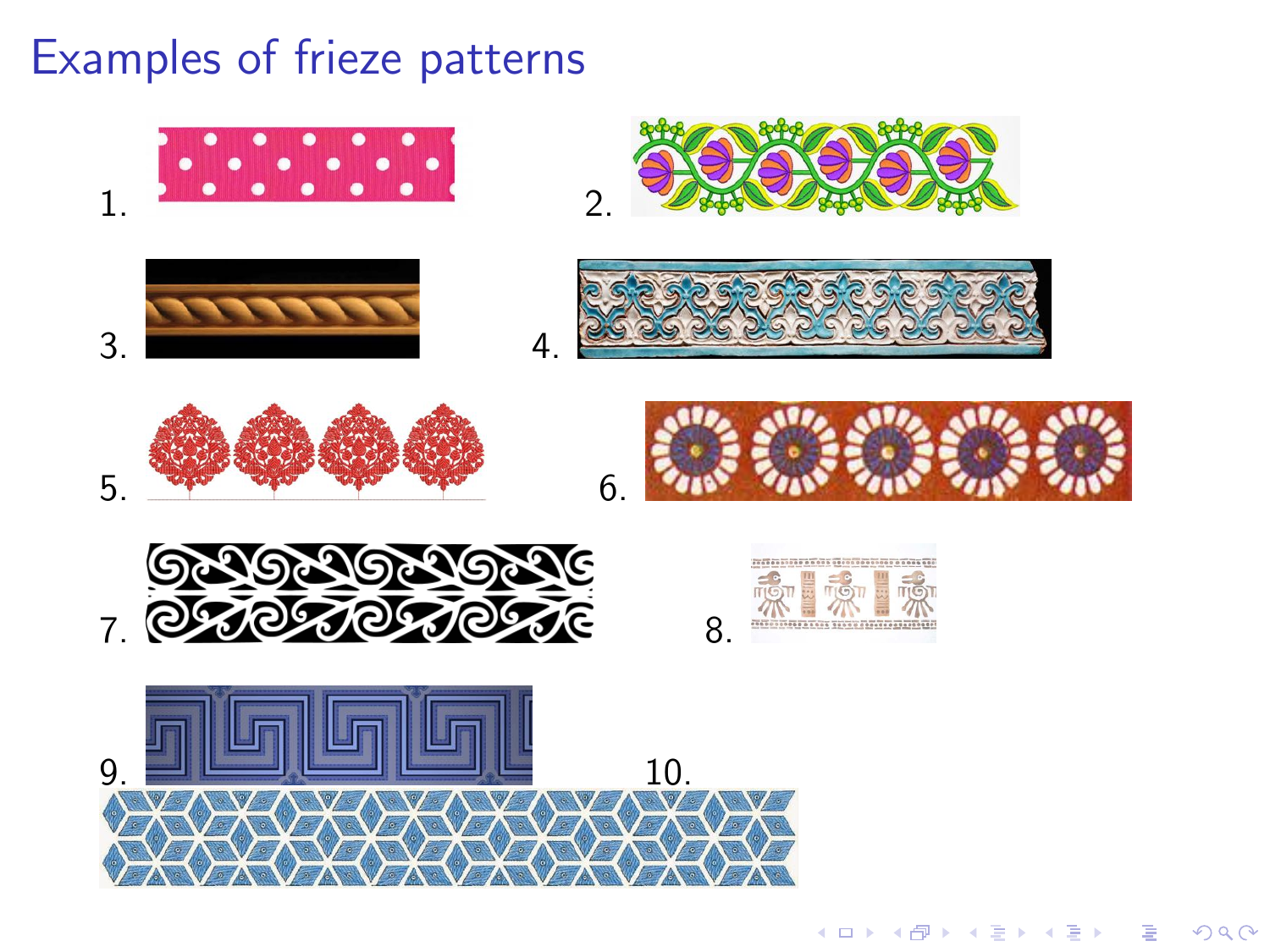# Examples of frieze patterns

1.

2.

3.

4.

5.

6.

7.

8.

9.

10.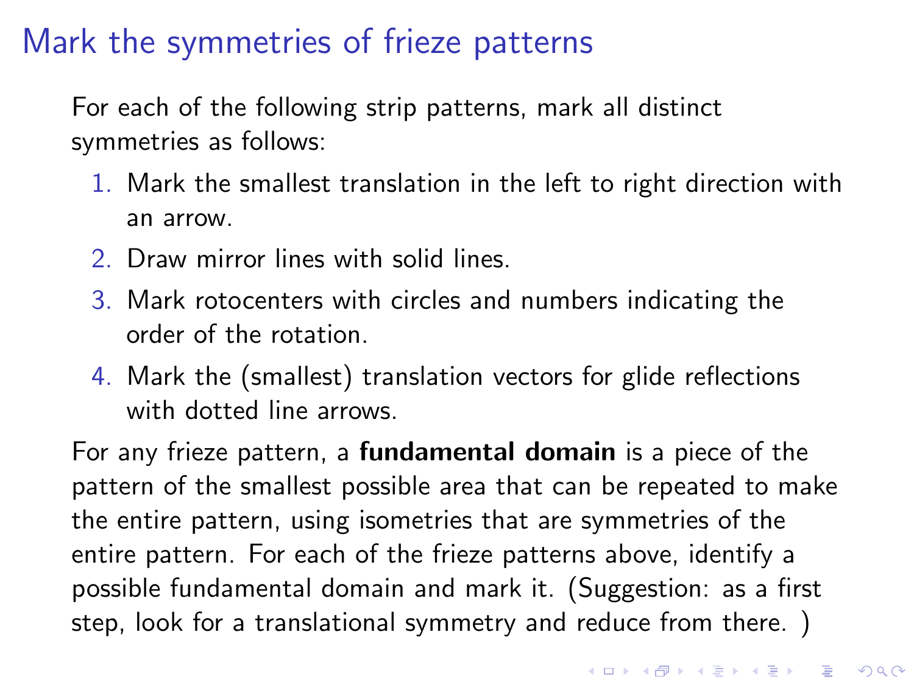# Mark the symmetries of frieze patterns

For each of the following strip patterns, mark all distinct symmetries as follows:

1. Mark the smallest translation in the left to right direction with an arrow.
2. Draw mirror lines with solid lines.
3. Mark rotocenters with circles and numbers indicating the order of the rotation.
4. Mark the (smallest) translation vectors for glide reflections with dotted line arrows.

For any frieze pattern, a **fundamental domain** is a piece of the pattern of the smallest possible area that can be repeated to make the entire pattern, using isometries that are symmetries of the entire pattern. For each of the frieze patterns above, identify a possible fundamental domain and mark it. (Suggestion: as a first step, look for a translational symmetry and reduce from there. )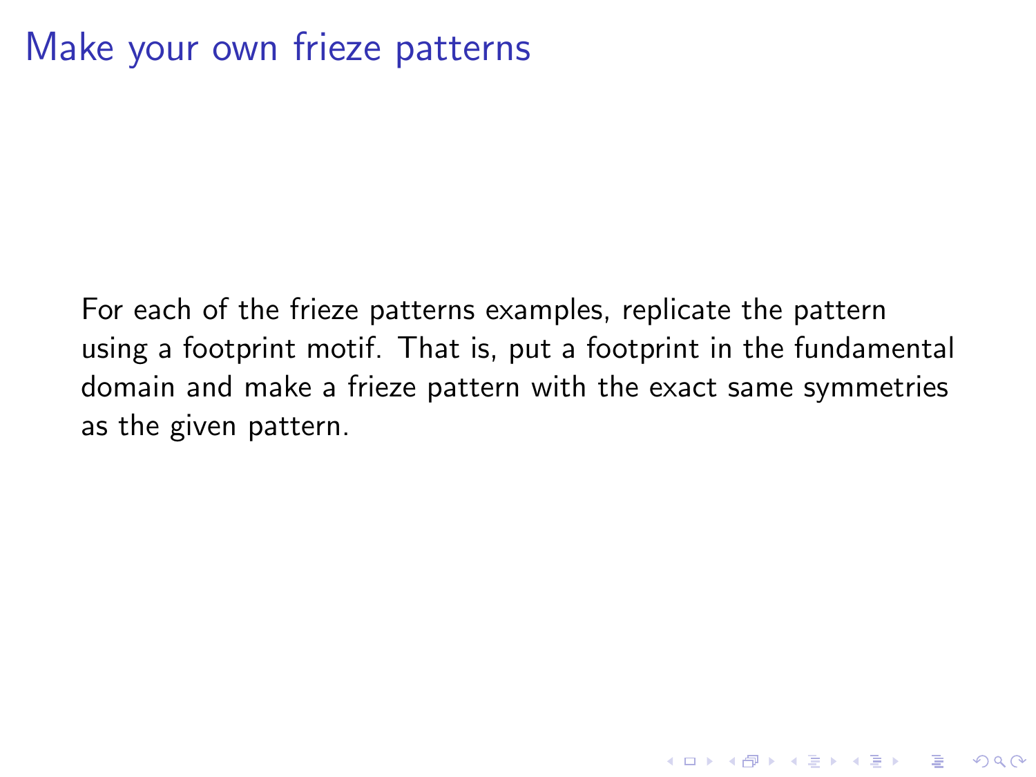# Make your own frieze patterns

For each of the frieze patterns examples, replicate the pattern using a footprint motif. That is, put a footprint in the fundamental domain and make a frieze pattern with the exact same symmetries as the given pattern.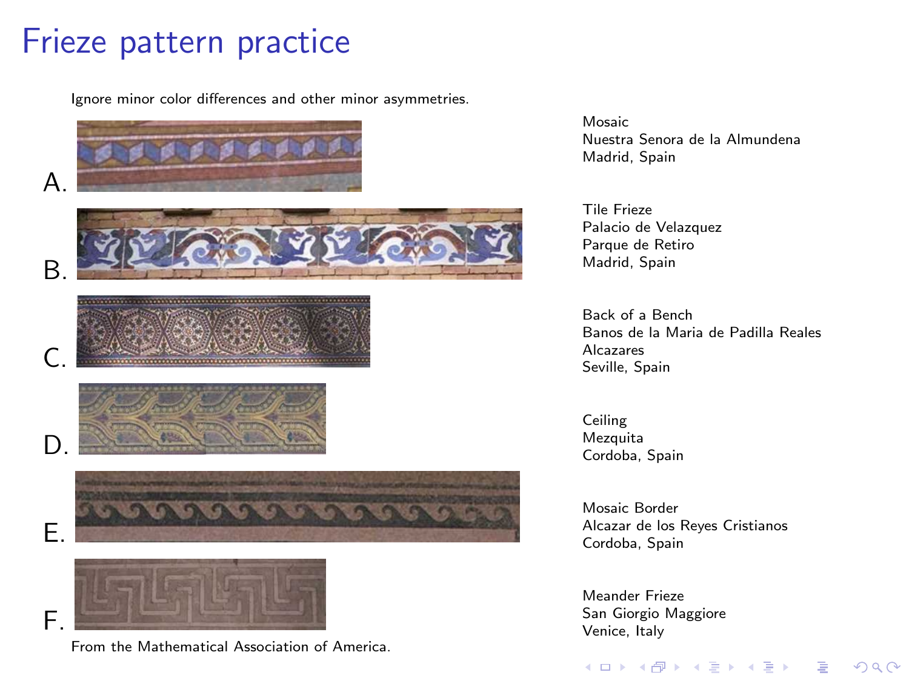# Frieze pattern practice

Ignore minor color differences and other minor asymmetries.

A.

Mosaic
Nuestra Senora de la Almundena
Madrid, Spain

B.

Tile Frieze
Palacio de Velazquez
Parque de Retiro
Madrid, Spain

C.

Back of a Bench
Banos de la Maria de Padilla Reales
Alcazares
Seville, Spain

D.

Ceiling
Mezquita
Cordoba, Spain

E.

Mosaic Border
Alcazar de los Reyes Cristianos
Cordoba, Spain

F.

Meander Frieze
San Giorgio Maggiore
Venice, Italy

From the Mathematical Association of America.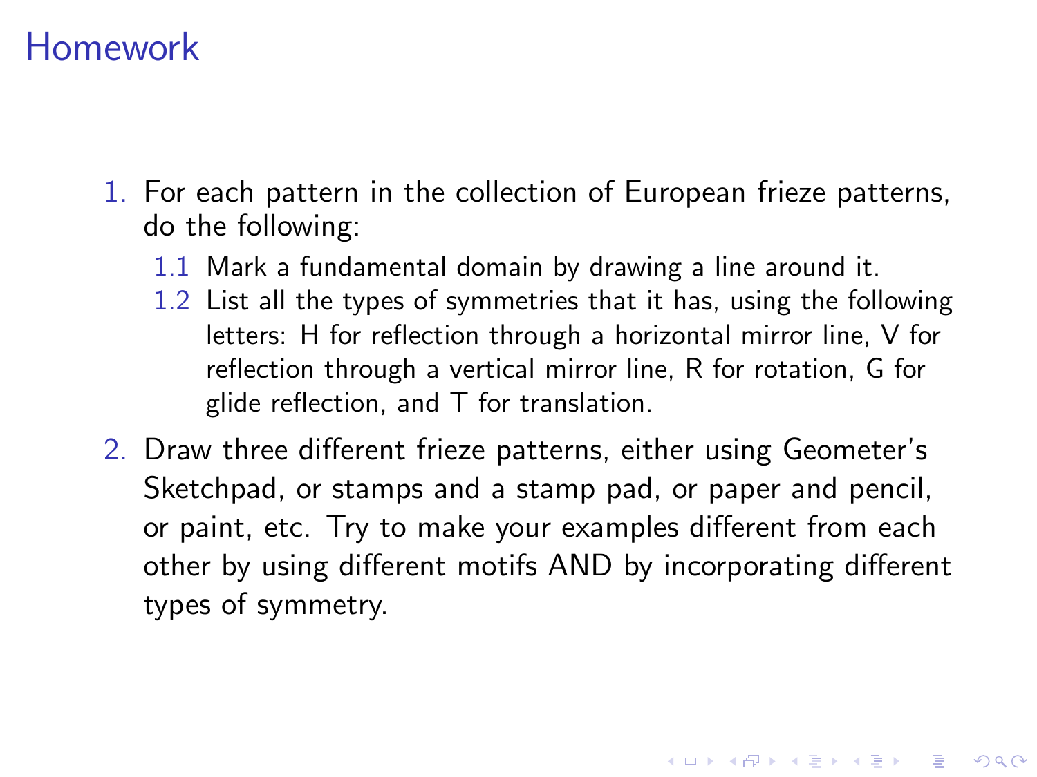# Homework

1. For each pattern in the collection of European frieze patterns, do the following:
    1.1 Mark a fundamental domain by drawing a line around it.
    1.2 List all the types of symmetries that it has, using the following letters: H for reflection through a horizontal mirror line, V for reflection through a vertical mirror line, R for rotation, G for glide reflection, and T for translation.
2. Draw three different frieze patterns, either using Geometer's Sketchpad, or stamps and a stamp pad, or paper and pencil, or paint, etc. Try to make your examples different from each other by using different motifs AND by incorporating different types of symmetry.